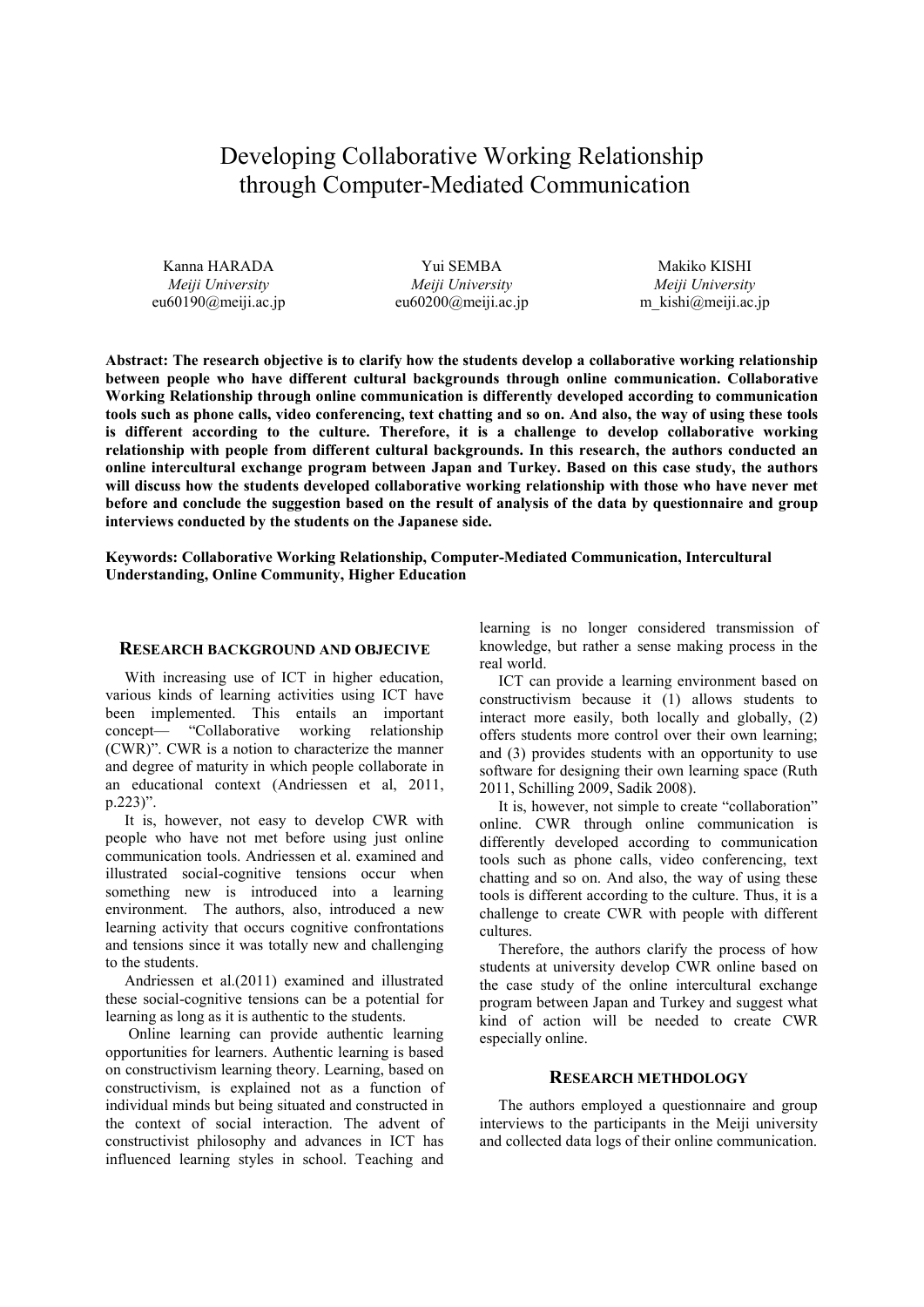# Developing Collaborative Working Relationship through Computer-Mediated Communication

Kanna HARADA
*Meiji University*
eu60190@meiji.ac.jp

Yui SEMBA
*Meiji University*
eu60200@meiji.ac.jp

Makiko KISHI
*Meiji University*
m_kishi@meiji.ac.jp

**Abstract: The research objective is to clarify how the students develop a collaborative working relationship between people who have different cultural backgrounds through online communication. Collaborative Working Relationship through online communication is differently developed according to communication tools such as phone calls, video conferencing, text chatting and so on. And also, the way of using these tools is different according to the culture. Therefore, it is a challenge to develop collaborative working relationship with people from different cultural backgrounds. In this research, the authors conducted an online intercultural exchange program between Japan and Turkey. Based on this case study, the authors will discuss how the students developed collaborative working relationship with those who have never met before and conclude the suggestion based on the result of analysis of the data by questionnaire and group interviews conducted by the students on the Japanese side.**

**Keywords: Collaborative Working Relationship, Computer-Mediated Communication, Intercultural Understanding, Online Community, Higher Education**

## RESEARCH BACKGROUND AND OBJECIVE

With increasing use of ICT in higher education, various kinds of learning activities using ICT have been implemented. This entails an important concept— "Collaborative working relationship (CWR)". CWR is a notion to characterize the manner and degree of maturity in which people collaborate in an educational context (Andriessen et al, 2011, p.223)".

It is, however, not easy to develop CWR with people who have not met before using just online communication tools. Andriessen et al. examined and illustrated social-cognitive tensions occur when something new is introduced into a learning environment. The authors, also, introduced a new learning activity that occurs cognitive confrontations and tensions since it was totally new and challenging to the students.

Andriessen et al.(2011) examined and illustrated these social-cognitive tensions can be a potential for learning as long as it is authentic to the students.

Online learning can provide authentic learning opportunities for learners. Authentic learning is based on constructivism learning theory. Learning, based on constructivism, is explained not as a function of individual minds but being situated and constructed in the context of social interaction. The advent of constructivist philosophy and advances in ICT has influenced learning styles in school. Teaching and learning is no longer considered transmission of knowledge, but rather a sense making process in the real world.

ICT can provide a learning environment based on constructivism because it (1) allows students to interact more easily, both locally and globally, (2) offers students more control over their own learning; and (3) provides students with an opportunity to use software for designing their own learning space (Ruth 2011, Schilling 2009, Sadik 2008).

It is, however, not simple to create "collaboration" online. CWR through online communication is differently developed according to communication tools such as phone calls, video conferencing, text chatting and so on. And also, the way of using these tools is different according to the culture. Thus, it is a challenge to create CWR with people with different cultures.

Therefore, the authors clarify the process of how students at university develop CWR online based on the case study of the online intercultural exchange program between Japan and Turkey and suggest what kind of action will be needed to create CWR especially online.

## RESEARCH METHDOLOGY

The authors employed a questionnaire and group interviews to the participants in the Meiji university and collected data logs of their online communication.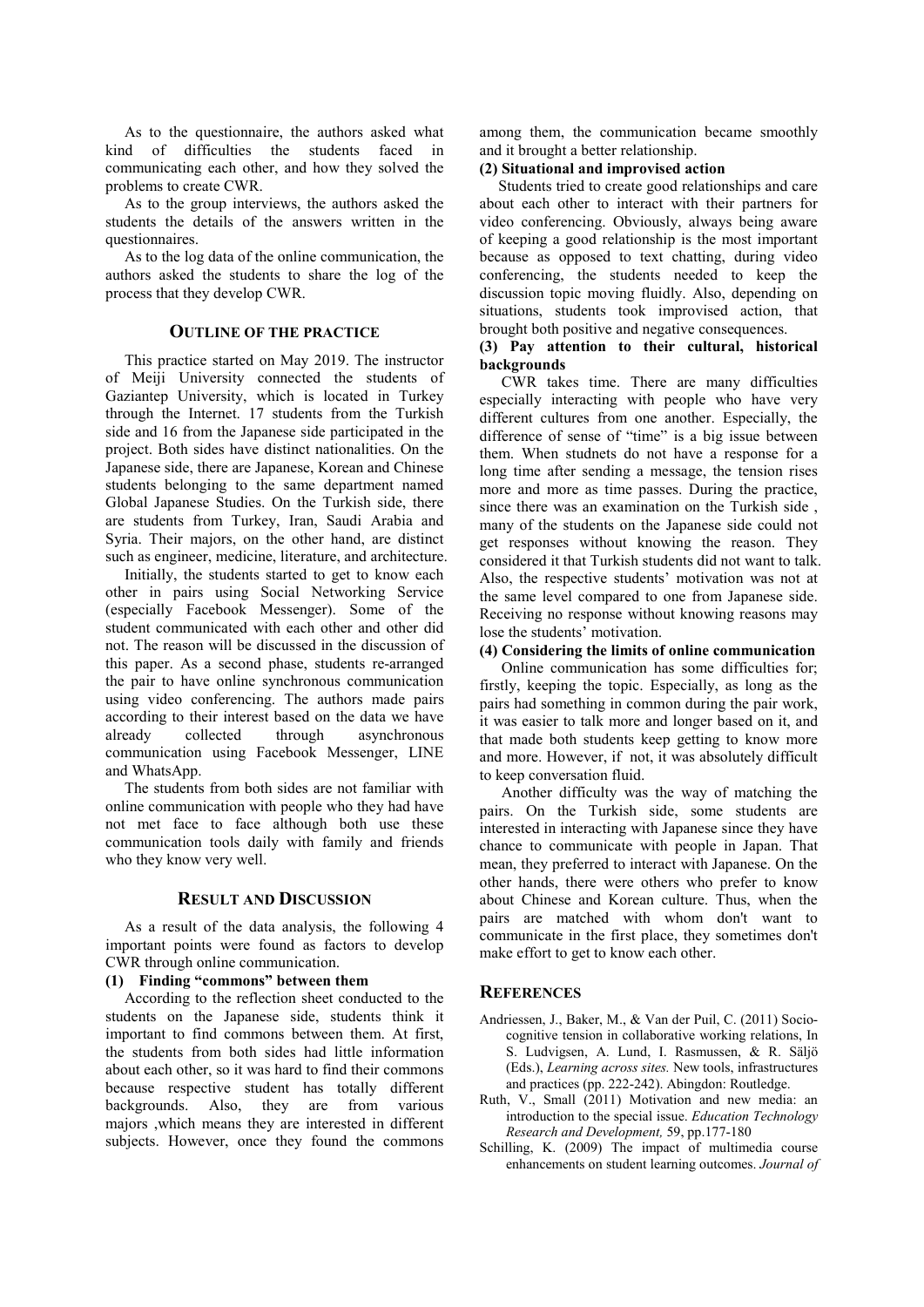As to the questionnaire, the authors asked what kind of difficulties the students faced in communicating each other, and how they solved the problems to create CWR.

As to the group interviews, the authors asked the students the details of the answers written in the questionnaires.

As to the log data of the online communication, the authors asked the students to share the log of the process that they develop CWR.

## OUTLINE OF THE PRACTICE

This practice started on May 2019. The instructor of Meiji University connected the students of Gaziantep University, which is located in Turkey through the Internet. 17 students from the Turkish side and 16 from the Japanese side participated in the project. Both sides have distinct nationalities. On the Japanese side, there are Japanese, Korean and Chinese students belonging to the same department named Global Japanese Studies. On the Turkish side, there are students from Turkey, Iran, Saudi Arabia and Syria. Their majors, on the other hand, are distinct such as engineer, medicine, literature, and architecture.

Initially, the students started to get to know each other in pairs using Social Networking Service (especially Facebook Messenger). Some of the student communicated with each other and other did not. The reason will be discussed in the discussion of this paper. As a second phase, students re-arranged the pair to have online synchronous communication using video conferencing. The authors made pairs according to their interest based on the data we have already collected through asynchronous communication using Facebook Messenger, LINE and WhatsApp.

The students from both sides are not familiar with online communication with people who they had have not met face to face although both use these communication tools daily with family and friends who they know very well.

## RESULT AND DISCUSSION

As a result of the data analysis, the following 4 important points were found as factors to develop CWR through online communication.

**(1) Finding "commons" between them**

According to the reflection sheet conducted to the students on the Japanese side, students think it important to find commons between them. At first, the students from both sides had little information about each other, so it was hard to find their commons because respective student has totally different backgrounds. Also, they are from various majors ,which means they are interested in different subjects. However, once they found the commons among them, the communication became smoothly and it brought a better relationship.

**(2) Situational and improvised action**

Students tried to create good relationships and care about each other to interact with their partners for video conferencing. Obviously, always being aware of keeping a good relationship is the most important because as opposed to text chatting, during video conferencing, the students needed to keep the discussion topic moving fluidly. Also, depending on situations, students took improvised action, that brought both positive and negative consequences.

**(3) Pay attention to their cultural, historical backgrounds**

CWR takes time. There are many difficulties especially interacting with people who have very different cultures from one another. Especially, the difference of sense of "time" is a big issue between them. When studnets do not have a response for a long time after sending a message, the tension rises more and more as time passes. During the practice, since there was an examination on the Turkish side , many of the students on the Japanese side could not get responses without knowing the reason. They considered it that Turkish students did not want to talk. Also, the respective students' motivation was not at the same level compared to one from Japanese side. Receiving no response without knowing reasons may lose the students' motivation.

**(4) Considering the limits of online communication**

Online communication has some difficulties for; firstly, keeping the topic. Especially, as long as the pairs had something in common during the pair work, it was easier to talk more and longer based on it, and that made both students keep getting to know more and more. However, if not, it was absolutely difficult to keep conversation fluid.

Another difficulty was the way of matching the pairs. On the Turkish side, some students are interested in interacting with Japanese since they have chance to communicate with people in Japan. That mean, they preferred to interact with Japanese. On the other hands, there were others who prefer to know about Chinese and Korean culture. Thus, when the pairs are matched with whom don't want to communicate in the first place, they sometimes don't make effort to get to know each other.

## REFERENCES

Andriessen, J., Baker, M., & Van der Puil, C. (2011) Socio-cognitive tension in collaborative working relations, In S. Ludvigsen, A. Lund, I. Rasmussen, & R. Säljö (Eds.), *Learning across sites.* New tools, infrastructures and practices (pp. 222-242). Abingdon: Routledge.

Ruth, V., Small (2011) Motivation and new media: an introduction to the special issue. *Education Technology Research and Development,* 59, pp.177-180

Schilling, K. (2009) The impact of multimedia course enhancements on student learning outcomes. *Journal of*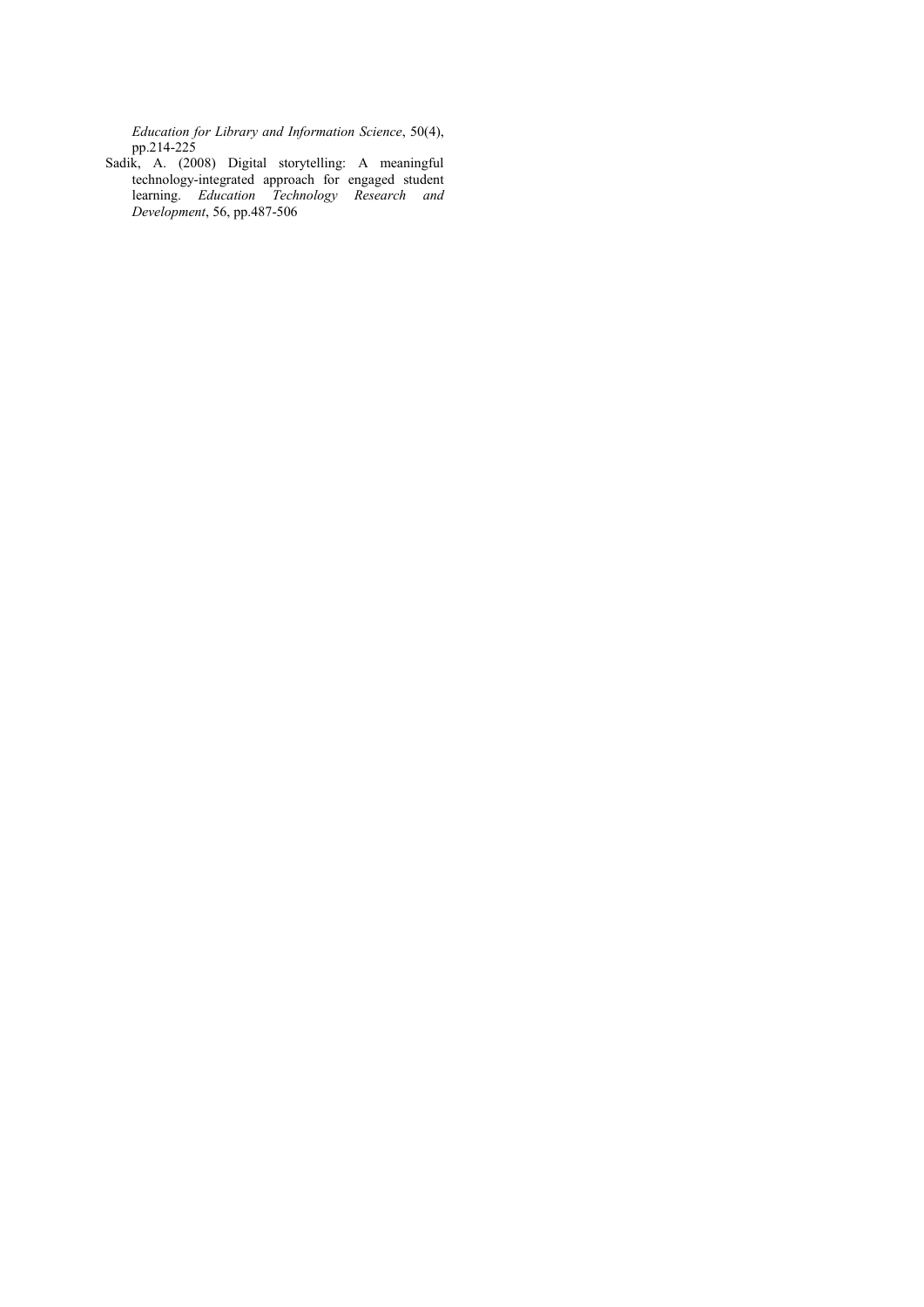*Education for Library and Information Science*, 50(4), pp.214-225

Sadik, A. (2008) Digital storytelling: A meaningful technology-integrated approach for engaged student learning. *Education Technology Research and Development*, 56, pp.487-506